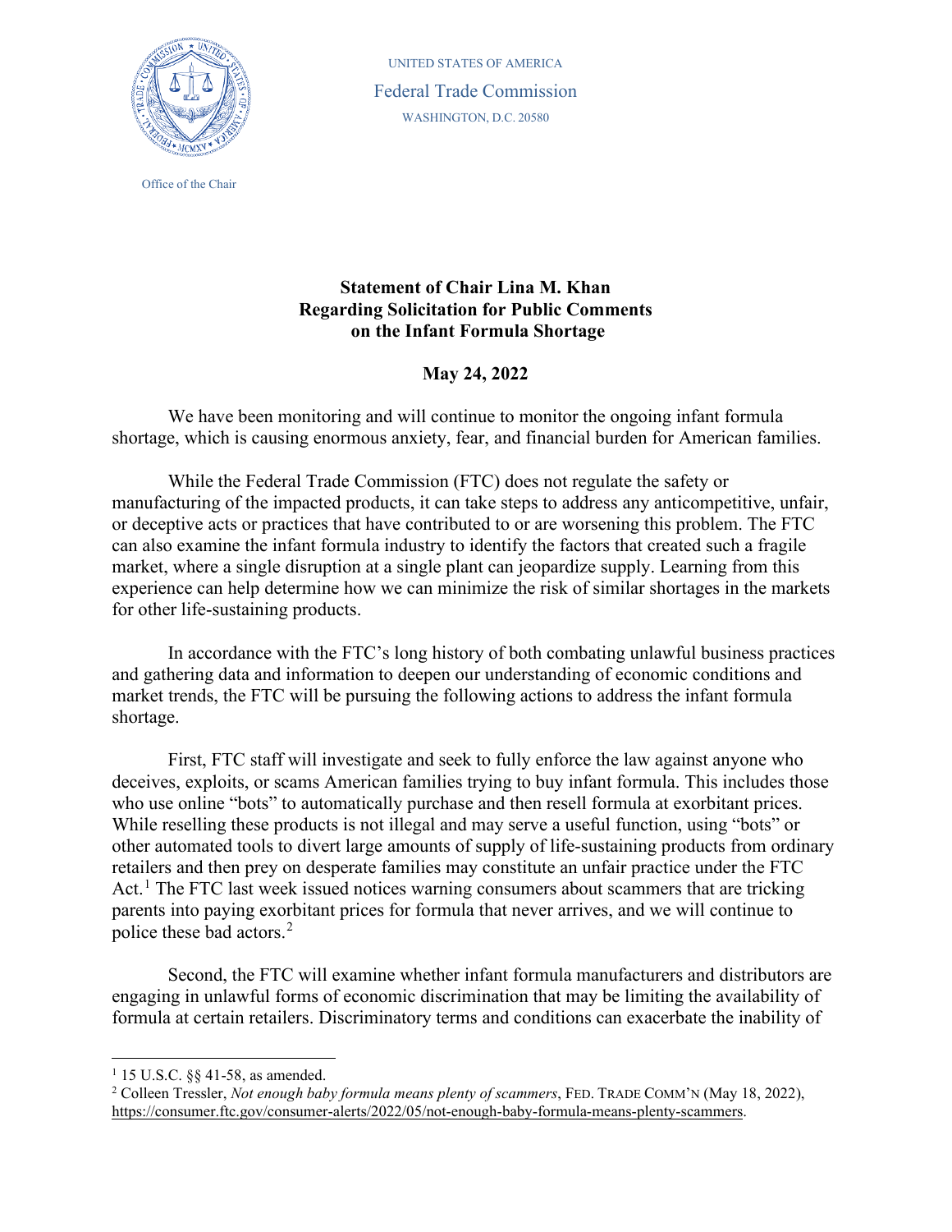UNITED STATES OF AMERICA
Federal Trade Commission
WASHINGTON, D.C. 20580

Office of the Chair

**Statement of Chair Lina M. Khan Regarding Solicitation for Public Comments on the Infant Formula Shortage**

**May 24, 2022**

We have been monitoring and will continue to monitor the ongoing infant formula shortage, which is causing enormous anxiety, fear, and financial burden for American families.

While the Federal Trade Commission (FTC) does not regulate the safety or manufacturing of the impacted products, it can take steps to address any anticompetitive, unfair, or deceptive acts or practices that have contributed to or are worsening this problem. The FTC can also examine the infant formula industry to identify the factors that created such a fragile market, where a single disruption at a single plant can jeopardize supply. Learning from this experience can help determine how we can minimize the risk of similar shortages in the markets for other life-sustaining products.

In accordance with the FTC's long history of both combating unlawful business practices and gathering data and information to deepen our understanding of economic conditions and market trends, the FTC will be pursuing the following actions to address the infant formula shortage.

First, FTC staff will investigate and seek to fully enforce the law against anyone who deceives, exploits, or scams American families trying to buy infant formula. This includes those who use online "bots" to automatically purchase and then resell formula at exorbitant prices. While reselling these products is not illegal and may serve a useful function, using "bots" or other automated tools to divert large amounts of supply of life-sustaining products from ordinary retailers and then prey on desperate families may constitute an unfair practice under the FTC Act.[1] The FTC last week issued notices warning consumers about scammers that are tricking parents into paying exorbitant prices for formula that never arrives, and we will continue to police these bad actors.[2]

Second, the FTC will examine whether infant formula manufacturers and distributors are engaging in unlawful forms of economic discrimination that may be limiting the availability of formula at certain retailers. Discriminatory terms and conditions can exacerbate the inability of

---

[1] 15 U.S.C. §§ 41-58, as amended.

[2] Colleen Tressler, *Not enough baby formula means plenty of scammers*, FED. TRADE COMM'N (May 18, 2022), https://consumer.ftc.gov/consumer-alerts/2022/05/not-enough-baby-formula-means-plenty-scammers.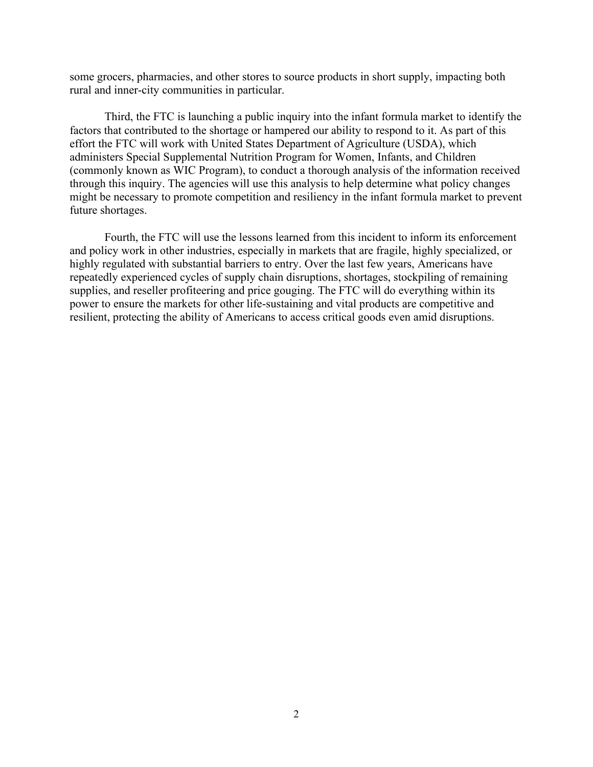some grocers, pharmacies, and other stores to source products in short supply, impacting both rural and inner-city communities in particular.

Third, the FTC is launching a public inquiry into the infant formula market to identify the factors that contributed to the shortage or hampered our ability to respond to it. As part of this effort the FTC will work with United States Department of Agriculture (USDA), which administers Special Supplemental Nutrition Program for Women, Infants, and Children (commonly known as WIC Program), to conduct a thorough analysis of the information received through this inquiry. The agencies will use this analysis to help determine what policy changes might be necessary to promote competition and resiliency in the infant formula market to prevent future shortages.

Fourth, the FTC will use the lessons learned from this incident to inform its enforcement and policy work in other industries, especially in markets that are fragile, highly specialized, or highly regulated with substantial barriers to entry. Over the last few years, Americans have repeatedly experienced cycles of supply chain disruptions, shortages, stockpiling of remaining supplies, and reseller profiteering and price gouging. The FTC will do everything within its power to ensure the markets for other life-sustaining and vital products are competitive and resilient, protecting the ability of Americans to access critical goods even amid disruptions.